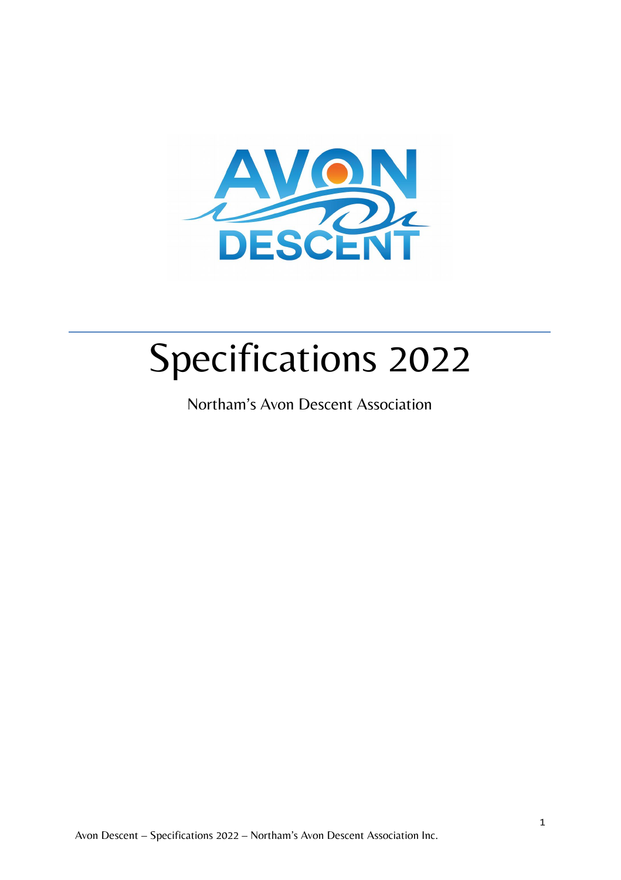# Specifications 2022

Northam's Avon Descent Association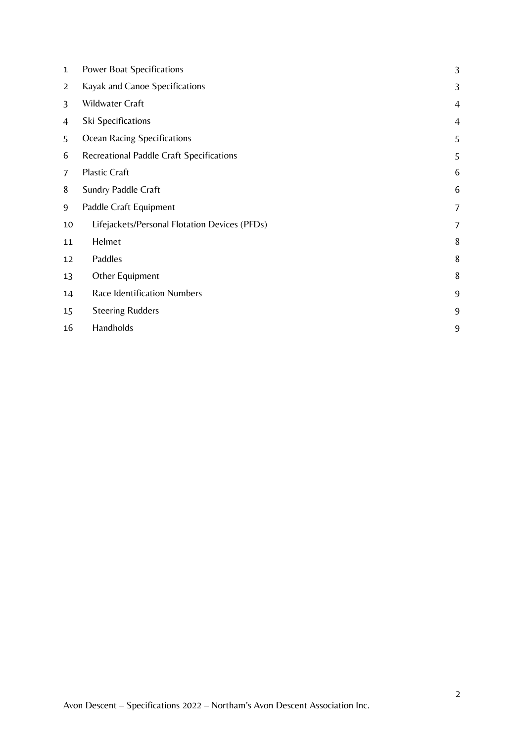| | | |
|---|---|---|
| 1 | Power Boat Specifications | 3 |
| 2 | Kayak and Canoe Specifications | 3 |
| 3 | Wildwater Craft | 4 |
| 4 | Ski Specifications | 4 |
| 5 | Ocean Racing Specifications | 5 |
| 6 | Recreational Paddle Craft Specifications | 5 |
| 7 | Plastic Craft | 6 |
| 8 | Sundry Paddle Craft | 6 |
| 9 | Paddle Craft Equipment | 7 |
| 10 | Lifejackets/Personal Flotation Devices (PFDs) | 7 |
| 11 | Helmet | 8 |
| 12 | Paddles | 8 |
| 13 | Other Equipment | 8 |
| 14 | Race Identification Numbers | 9 |
| 15 | Steering Rudders | 9 |
| 16 | Handholds | 9 |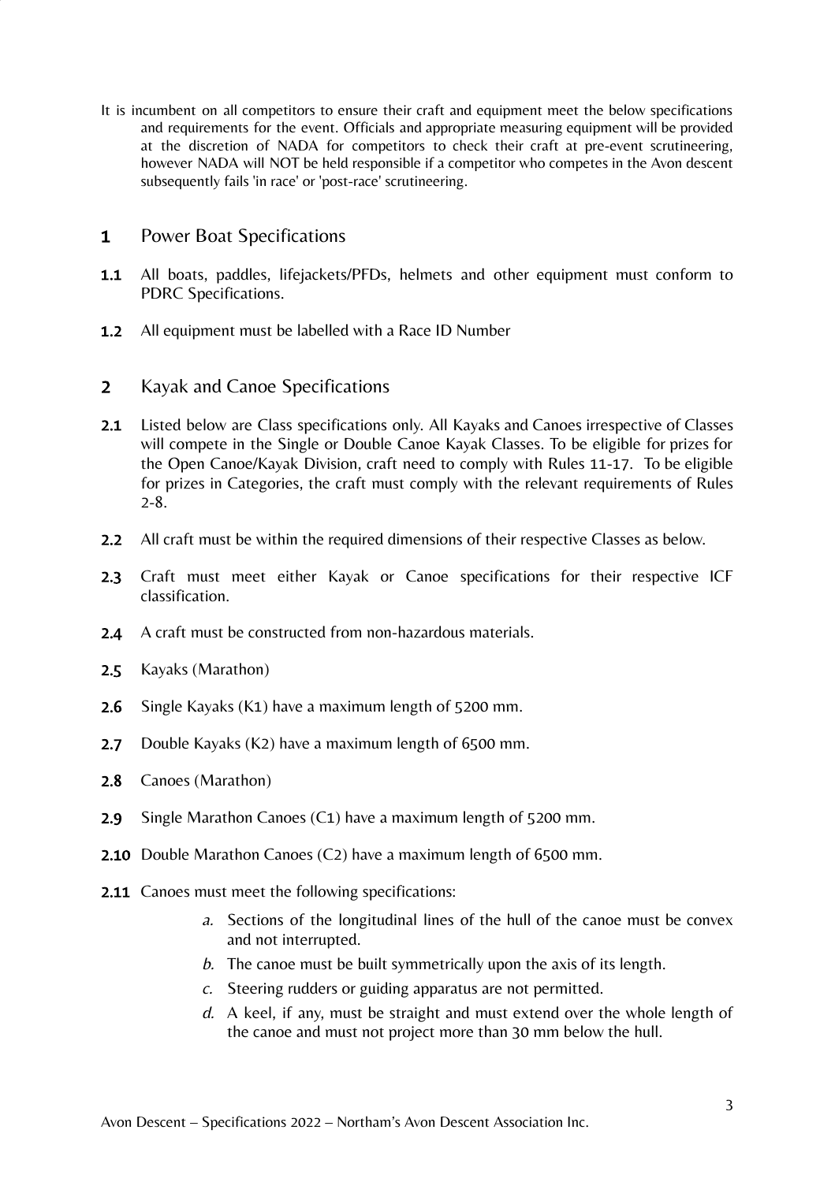It is incumbent on all competitors to ensure their craft and equipment meet the below specifications and requirements for the event. Officials and appropriate measuring equipment will be provided at the discretion of NADA for competitors to check their craft at pre-event scrutineering, however NADA will NOT be held responsible if a competitor who competes in the Avon descent subsequently fails 'in race' or 'post-race' scrutineering.

## 1 Power Boat Specifications

**1.1** All boats, paddles, lifejackets/PFDs, helmets and other equipment must conform to PDRC Specifications.

**1.2** All equipment must be labelled with a Race ID Number

## 2 Kayak and Canoe Specifications

**2.1** Listed below are Class specifications only. All Kayaks and Canoes irrespective of Classes will compete in the Single or Double Canoe Kayak Classes. To be eligible for prizes for the Open Canoe/Kayak Division, craft need to comply with Rules 11-17. To be eligible for prizes in Categories, the craft must comply with the relevant requirements of Rules 2-8.

**2.2** All craft must be within the required dimensions of their respective Classes as below.

**2.3** Craft must meet either Kayak or Canoe specifications for their respective ICF classification.

**2.4** A craft must be constructed from non-hazardous materials.

**2.5** Kayaks (Marathon)

**2.6** Single Kayaks (K1) have a maximum length of 5200 mm.

**2.7** Double Kayaks (K2) have a maximum length of 6500 mm.

**2.8** Canoes (Marathon)

**2.9** Single Marathon Canoes (C1) have a maximum length of 5200 mm.

**2.10** Double Marathon Canoes (C2) have a maximum length of 6500 mm.

**2.11** Canoes must meet the following specifications:

- *a.* Sections of the longitudinal lines of the hull of the canoe must be convex and not interrupted.
- *b.* The canoe must be built symmetrically upon the axis of its length.
- *c.* Steering rudders or guiding apparatus are not permitted.
- *d.* A keel, if any, must be straight and must extend over the whole length of the canoe and must not project more than 30 mm below the hull.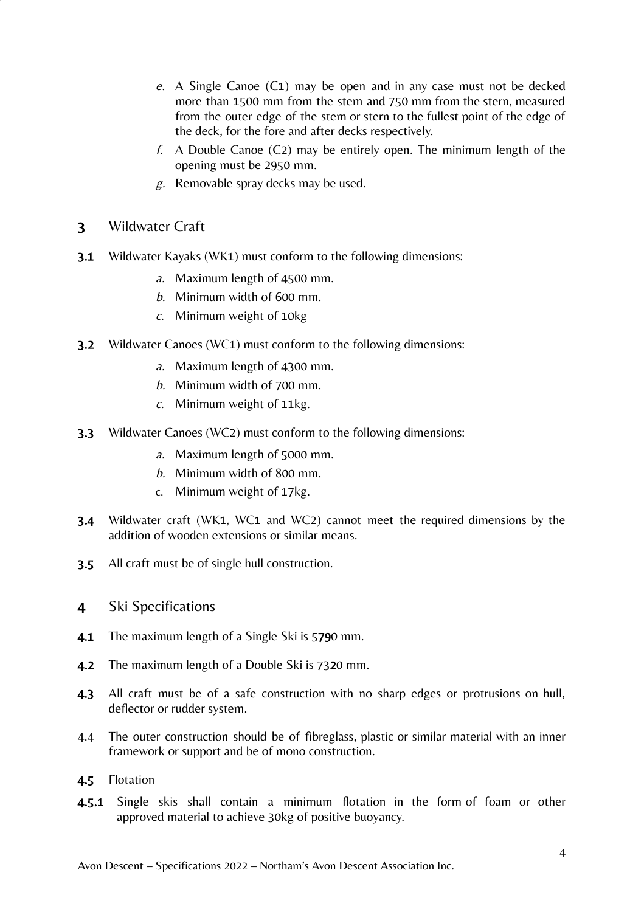*e.* A Single Canoe (C1) may be open and in any case must not be decked more than 1500 mm from the stem and 750 mm from the stern, measured from the outer edge of the stem or stern to the fullest point of the edge of the deck, for the fore and after decks respectively.

*f.* A Double Canoe (C2) may be entirely open. The minimum length of the opening must be 2950 mm.

*g.* Removable spray decks may be used.

## 3 Wildwater Craft

**3.1** Wildwater Kayaks (WK1) must conform to the following dimensions:

*a.* Maximum length of 4500 mm.

*b.* Minimum width of 600 mm.

*c.* Minimum weight of 10kg

**3.2** Wildwater Canoes (WC1) must conform to the following dimensions:

*a.* Maximum length of 4300 mm.

*b.* Minimum width of 700 mm.

*c.* Minimum weight of 11kg.

**3.3** Wildwater Canoes (WC2) must conform to the following dimensions:

*a.* Maximum length of 5000 mm.

*b.* Minimum width of 800 mm.

c. Minimum weight of 17kg.

**3.4** Wildwater craft (WK1, WC1 and WC2) cannot meet the required dimensions by the addition of wooden extensions or similar means.

**3.5** All craft must be of single hull construction.

## 4 Ski Specifications

**4.1** The maximum length of a Single Ski is 5**79**0 mm.

**4.2** The maximum length of a Double Ski is 73**2**0 mm.

**4.3** All craft must be of a safe construction with no sharp edges or protrusions on hull, deflector or rudder system.

4.4 The outer construction should be of fibreglass, plastic or similar material with an inner framework or support and be of mono construction.

**4.5** Flotation

**4.5.1** Single skis shall contain a minimum flotation in the form of foam or other approved material to achieve 30kg of positive buoyancy.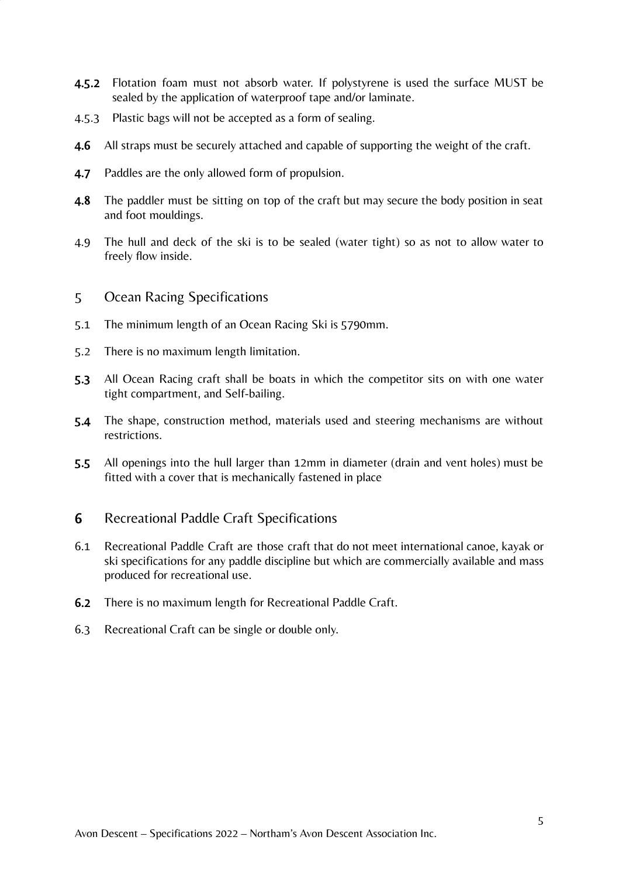**4.5.2** Flotation foam must not absorb water. If polystyrene is used the surface MUST be sealed by the application of waterproof tape and/or laminate.

4.5.3 Plastic bags will not be accepted as a form of sealing.

**4.6** All straps must be securely attached and capable of supporting the weight of the craft.

**4.7** Paddles are the only allowed form of propulsion.

**4.8** The paddler must be sitting on top of the craft but may secure the body position in seat and foot mouldings.

4.9 The hull and deck of the ski is to be sealed (water tight) so as not to allow water to freely flow inside.

## 5 Ocean Racing Specifications

5.1 The minimum length of an Ocean Racing Ski is 5790mm.

5.2 There is no maximum length limitation.

**5.3** All Ocean Racing craft shall be boats in which the competitor sits on with one water tight compartment, and Self-bailing.

**5.4** The shape, construction method, materials used and steering mechanisms are without restrictions.

**5.5** All openings into the hull larger than 12mm in diameter (drain and vent holes) must be fitted with a cover that is mechanically fastened in place

## 6 Recreational Paddle Craft Specifications

6.1 Recreational Paddle Craft are those craft that do not meet international canoe, kayak or ski specifications for any paddle discipline but which are commercially available and mass produced for recreational use.

**6.2** There is no maximum length for Recreational Paddle Craft.

6.3 Recreational Craft can be single or double only.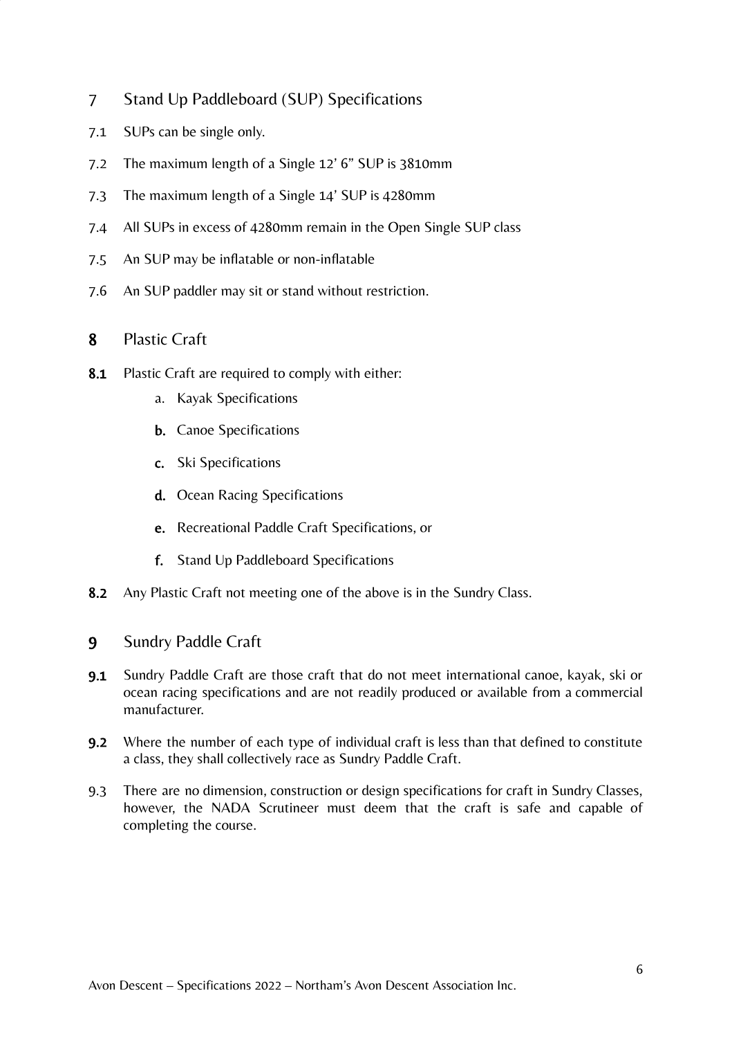## 7 Stand Up Paddleboard (SUP) Specifications

7.1 SUPs can be single only.

7.2 The maximum length of a Single 12' 6" SUP is 3810mm

7.3 The maximum length of a Single 14' SUP is 4280mm

7.4 All SUPs in excess of 4280mm remain in the Open Single SUP class

7.5 An SUP may be inflatable or non-inflatable

7.6 An SUP paddler may sit or stand without restriction.

## 8 Plastic Craft

**8.1** Plastic Craft are required to comply with either:

- a. Kayak Specifications
- **b.** Canoe Specifications
- **c.** Ski Specifications
- **d.** Ocean Racing Specifications
- **e.** Recreational Paddle Craft Specifications, or
- **f.** Stand Up Paddleboard Specifications

**8.2** Any Plastic Craft not meeting one of the above is in the Sundry Class.

## 9 Sundry Paddle Craft

**9.1** Sundry Paddle Craft are those craft that do not meet international canoe, kayak, ski or ocean racing specifications and are not readily produced or available from a commercial manufacturer.

**9.2** Where the number of each type of individual craft is less than that defined to constitute a class, they shall collectively race as Sundry Paddle Craft.

9.3 There are no dimension, construction or design specifications for craft in Sundry Classes, however, the NADA Scrutineer must deem that the craft is safe and capable of completing the course.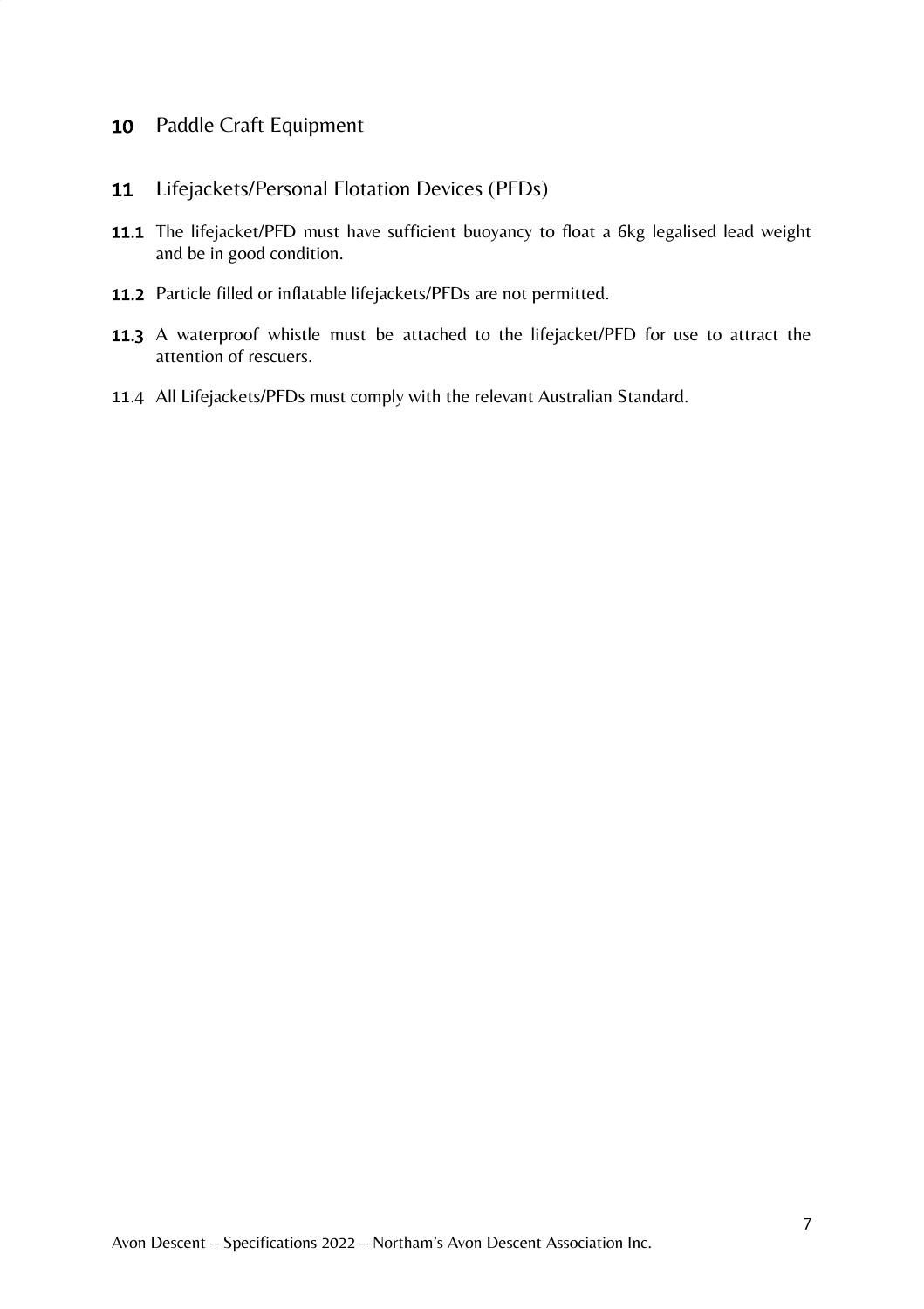## 10 Paddle Craft Equipment

## 11 Lifejackets/Personal Flotation Devices (PFDs)

**11.1** The lifejacket/PFD must have sufficient buoyancy to float a 6kg legalised lead weight and be in good condition.

**11.2** Particle filled or inflatable lifejackets/PFDs are not permitted.

**11.3** A waterproof whistle must be attached to the lifejacket/PFD for use to attract the attention of rescuers.

11.4 All Lifejackets/PFDs must comply with the relevant Australian Standard.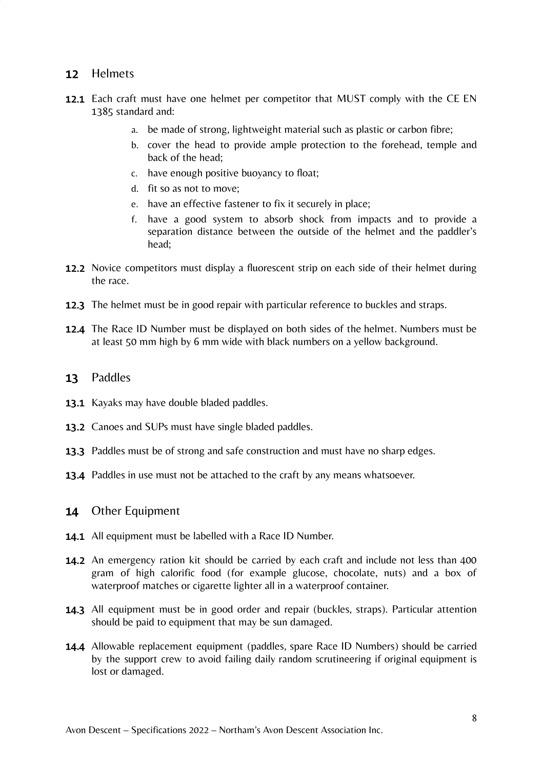## 12 Helmets

**12.1** Each craft must have one helmet per competitor that MUST comply with the CE EN 1385 standard and:

a. be made of strong, lightweight material such as plastic or carbon fibre;
b. cover the head to provide ample protection to the forehead, temple and back of the head;
c. have enough positive buoyancy to float;
d. fit so as not to move;
e. have an effective fastener to fix it securely in place;
f. have a good system to absorb shock from impacts and to provide a separation distance between the outside of the helmet and the paddler's head;

**12.2** Novice competitors must display a fluorescent strip on each side of their helmet during the race.

**12.3** The helmet must be in good repair with particular reference to buckles and straps.

**12.4** The Race ID Number must be displayed on both sides of the helmet. Numbers must be at least 50 mm high by 6 mm wide with black numbers on a yellow background.

## 13 Paddles

**13.1** Kayaks may have double bladed paddles.

**13.2** Canoes and SUPs must have single bladed paddles.

**13.3** Paddles must be of strong and safe construction and must have no sharp edges.

**13.4** Paddles in use must not be attached to the craft by any means whatsoever.

## 14 Other Equipment

**14.1** All equipment must be labelled with a Race ID Number.

**14.2** An emergency ration kit should be carried by each craft and include not less than 400 gram of high calorific food (for example glucose, chocolate, nuts) and a box of waterproof matches or cigarette lighter all in a waterproof container.

**14.3** All equipment must be in good order and repair (buckles, straps). Particular attention should be paid to equipment that may be sun damaged.

**14.4** Allowable replacement equipment (paddles, spare Race ID Numbers) should be carried by the support crew to avoid failing daily random scrutineering if original equipment is lost or damaged.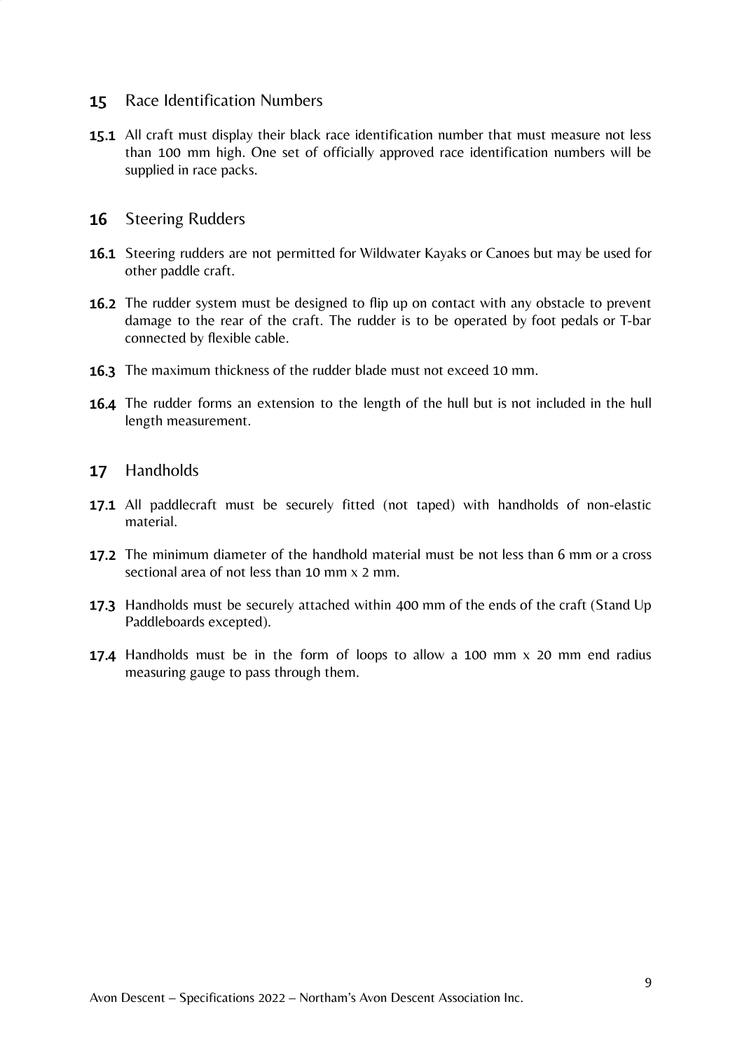## 15 Race Identification Numbers

**15.1** All craft must display their black race identification number that must measure not less than 100 mm high. One set of officially approved race identification numbers will be supplied in race packs.

## 16 Steering Rudders

**16.1** Steering rudders are not permitted for Wildwater Kayaks or Canoes but may be used for other paddle craft.

**16.2** The rudder system must be designed to flip up on contact with any obstacle to prevent damage to the rear of the craft. The rudder is to be operated by foot pedals or T-bar connected by flexible cable.

**16.3** The maximum thickness of the rudder blade must not exceed 10 mm.

**16.4** The rudder forms an extension to the length of the hull but is not included in the hull length measurement.

## 17 Handholds

**17.1** All paddlecraft must be securely fitted (not taped) with handholds of non-elastic material.

**17.2** The minimum diameter of the handhold material must be not less than 6 mm or a cross sectional area of not less than 10 mm x 2 mm.

**17.3** Handholds must be securely attached within 400 mm of the ends of the craft (Stand Up Paddleboards excepted).

**17.4** Handholds must be in the form of loops to allow a 100 mm x 20 mm end radius measuring gauge to pass through them.